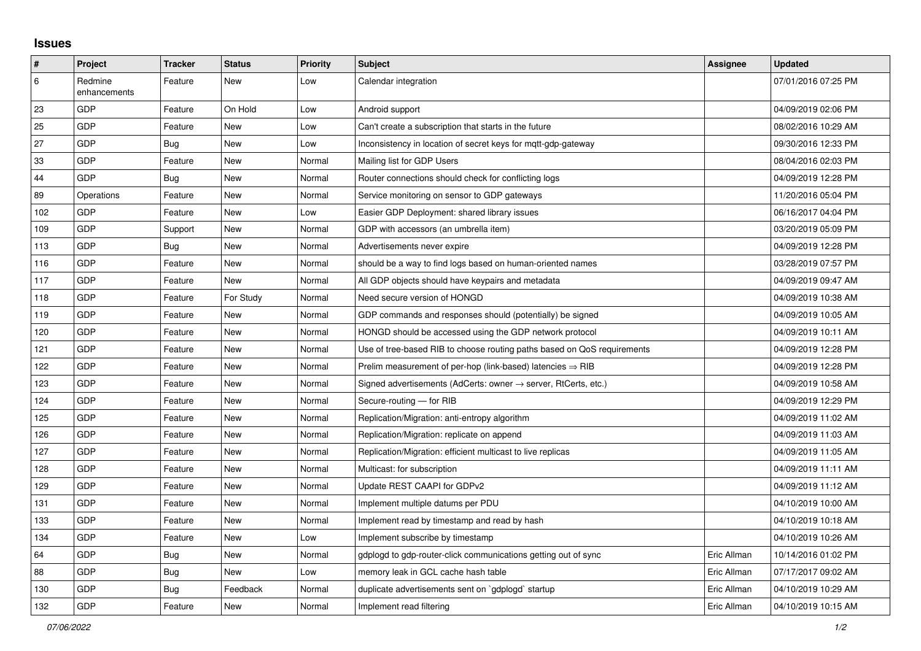## Issues

| # | Project | Tracker | Status | Priority | Subject | Assignee | Updated |
|---|---|---|---|---|---|---|---|
| 6 | Redmine enhancements | Feature | New | Low | Calendar integration | | 07/01/2016 07:25 PM |
| 23 | GDP | Feature | On Hold | Low | Android support | | 04/09/2019 02:06 PM |
| 25 | GDP | Feature | New | Low | Can't create a subscription that starts in the future | | 08/02/2016 10:29 AM |
| 27 | GDP | Bug | New | Low | Inconsistency in location of secret keys for mqtt-gdp-gateway | | 09/30/2016 12:33 PM |
| 33 | GDP | Feature | New | Normal | Mailing list for GDP Users | | 08/04/2016 02:03 PM |
| 44 | GDP | Bug | New | Normal | Router connections should check for conflicting logs | | 04/09/2019 12:28 PM |
| 89 | Operations | Feature | New | Normal | Service monitoring on sensor to GDP gateways | | 11/20/2016 05:04 PM |
| 102 | GDP | Feature | New | Low | Easier GDP Deployment: shared library issues | | 06/16/2017 04:04 PM |
| 109 | GDP | Support | New | Normal | GDP with accessors (an umbrella item) | | 03/20/2019 05:09 PM |
| 113 | GDP | Bug | New | Normal | Advertisements never expire | | 04/09/2019 12:28 PM |
| 116 | GDP | Feature | New | Normal | should be a way to find logs based on human-oriented names | | 03/28/2019 07:57 PM |
| 117 | GDP | Feature | New | Normal | All GDP objects should have keypairs and metadata | | 04/09/2019 09:47 AM |
| 118 | GDP | Feature | For Study | Normal | Need secure version of HONGD | | 04/09/2019 10:38 AM |
| 119 | GDP | Feature | New | Normal | GDP commands and responses should (potentially) be signed | | 04/09/2019 10:05 AM |
| 120 | GDP | Feature | New | Normal | HONGD should be accessed using the GDP network protocol | | 04/09/2019 10:11 AM |
| 121 | GDP | Feature | New | Normal | Use of tree-based RIB to choose routing paths based on QoS requirements | | 04/09/2019 12:28 PM |
| 122 | GDP | Feature | New | Normal | Prelim measurement of per-hop (link-based) latencies ⇒ RIB | | 04/09/2019 12:28 PM |
| 123 | GDP | Feature | New | Normal | Signed advertisements (AdCerts: owner → server, RtCerts, etc.) | | 04/09/2019 10:58 AM |
| 124 | GDP | Feature | New | Normal | Secure-routing — for RIB | | 04/09/2019 12:29 PM |
| 125 | GDP | Feature | New | Normal | Replication/Migration: anti-entropy algorithm | | 04/09/2019 11:02 AM |
| 126 | GDP | Feature | New | Normal | Replication/Migration: replicate on append | | 04/09/2019 11:03 AM |
| 127 | GDP | Feature | New | Normal | Replication/Migration: efficient multicast to live replicas | | 04/09/2019 11:05 AM |
| 128 | GDP | Feature | New | Normal | Multicast: for subscription | | 04/09/2019 11:11 AM |
| 129 | GDP | Feature | New | Normal | Update REST CAAPI for GDPv2 | | 04/09/2019 11:12 AM |
| 131 | GDP | Feature | New | Normal | Implement multiple datums per PDU | | 04/10/2019 10:00 AM |
| 133 | GDP | Feature | New | Normal | Implement read by timestamp and read by hash | | 04/10/2019 10:18 AM |
| 134 | GDP | Feature | New | Low | Implement subscribe by timestamp | | 04/10/2019 10:26 AM |
| 64 | GDP | Bug | New | Normal | gdplogd to gdp-router-click communications getting out of sync | Eric Allman | 10/14/2016 01:02 PM |
| 88 | GDP | Bug | New | Low | memory leak in GCL cache hash table | Eric Allman | 07/17/2017 09:02 AM |
| 130 | GDP | Bug | Feedback | Normal | duplicate advertisements sent on `gdplogd` startup | Eric Allman | 04/10/2019 10:29 AM |
| 132 | GDP | Feature | New | Normal | Implement read filtering | Eric Allman | 04/10/2019 10:15 AM |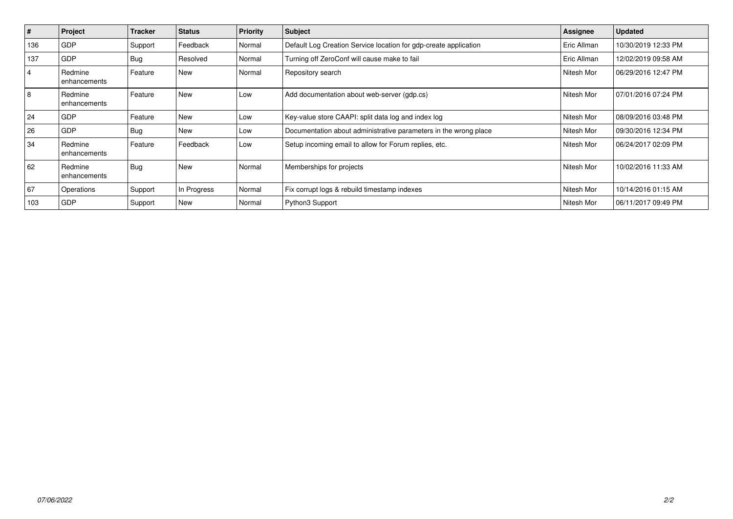| # | Project | Tracker | Status | Priority | Subject | Assignee | Updated |
|---|---|---|---|---|---|---|---|
| 136 | GDP | Support | Feedback | Normal | Default Log Creation Service location for gdp-create application | Eric Allman | 10/30/2019 12:33 PM |
| 137 | GDP | Bug | Resolved | Normal | Turning off ZeroConf will cause make to fail | Eric Allman | 12/02/2019 09:58 AM |
| 4 | Redmine enhancements | Feature | New | Normal | Repository search | Nitesh Mor | 06/29/2016 12:47 PM |
| 8 | Redmine enhancements | Feature | New | Low | Add documentation about web-server (gdp.cs) | Nitesh Mor | 07/01/2016 07:24 PM |
| 24 | GDP | Feature | New | Low | Key-value store CAAPI: split data log and index log | Nitesh Mor | 08/09/2016 03:48 PM |
| 26 | GDP | Bug | New | Low | Documentation about administrative parameters in the wrong place | Nitesh Mor | 09/30/2016 12:34 PM |
| 34 | Redmine enhancements | Feature | Feedback | Low | Setup incoming email to allow for Forum replies, etc. | Nitesh Mor | 06/24/2017 02:09 PM |
| 62 | Redmine enhancements | Bug | New | Normal | Memberships for projects | Nitesh Mor | 10/02/2016 11:33 AM |
| 67 | Operations | Support | In Progress | Normal | Fix corrupt logs & rebuild timestamp indexes | Nitesh Mor | 10/14/2016 01:15 AM |
| 103 | GDP | Support | New | Normal | Python3 Support | Nitesh Mor | 06/11/2017 09:49 PM |